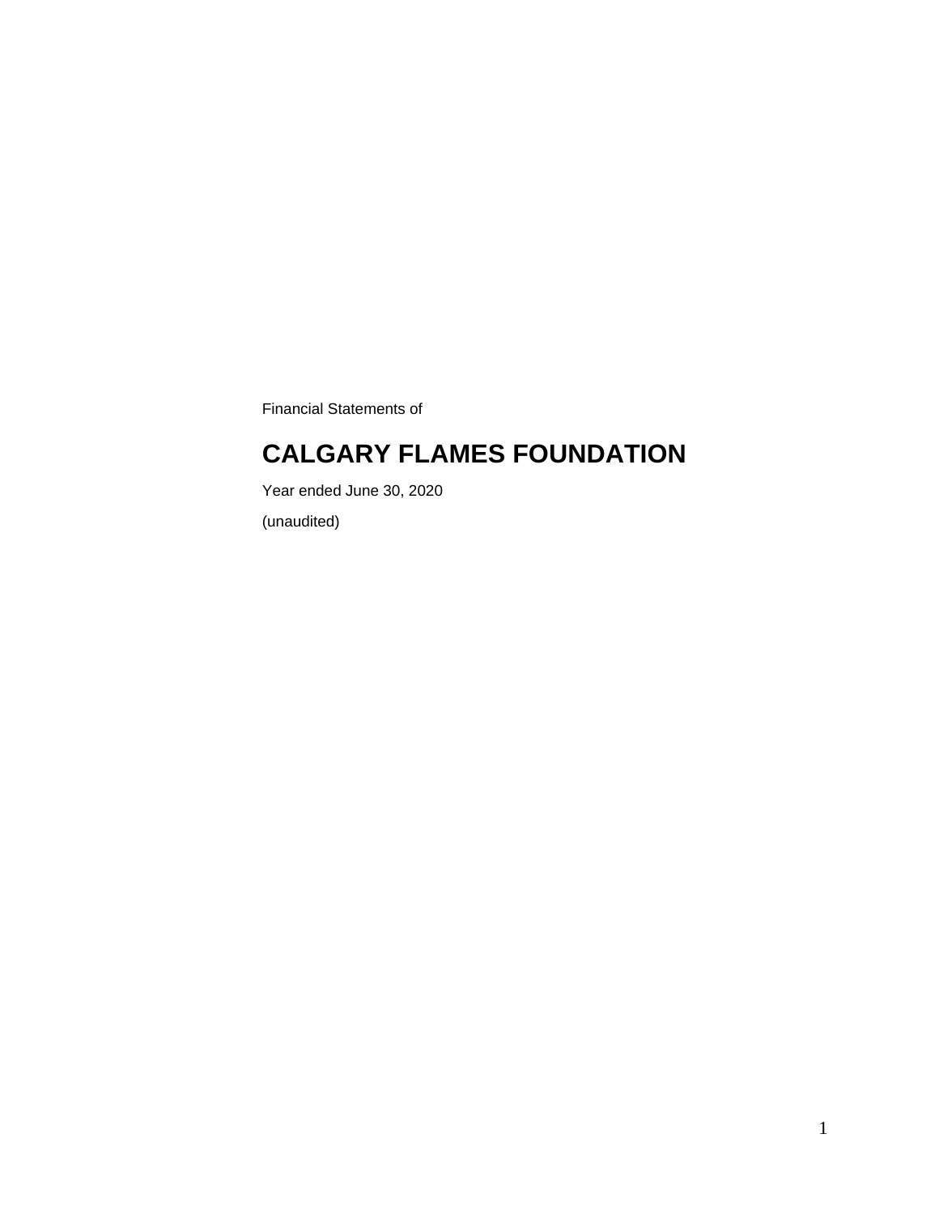Financial Statements of

# CALGARY FLAMES FOUNDATION

Year ended June 30, 2020

(unaudited)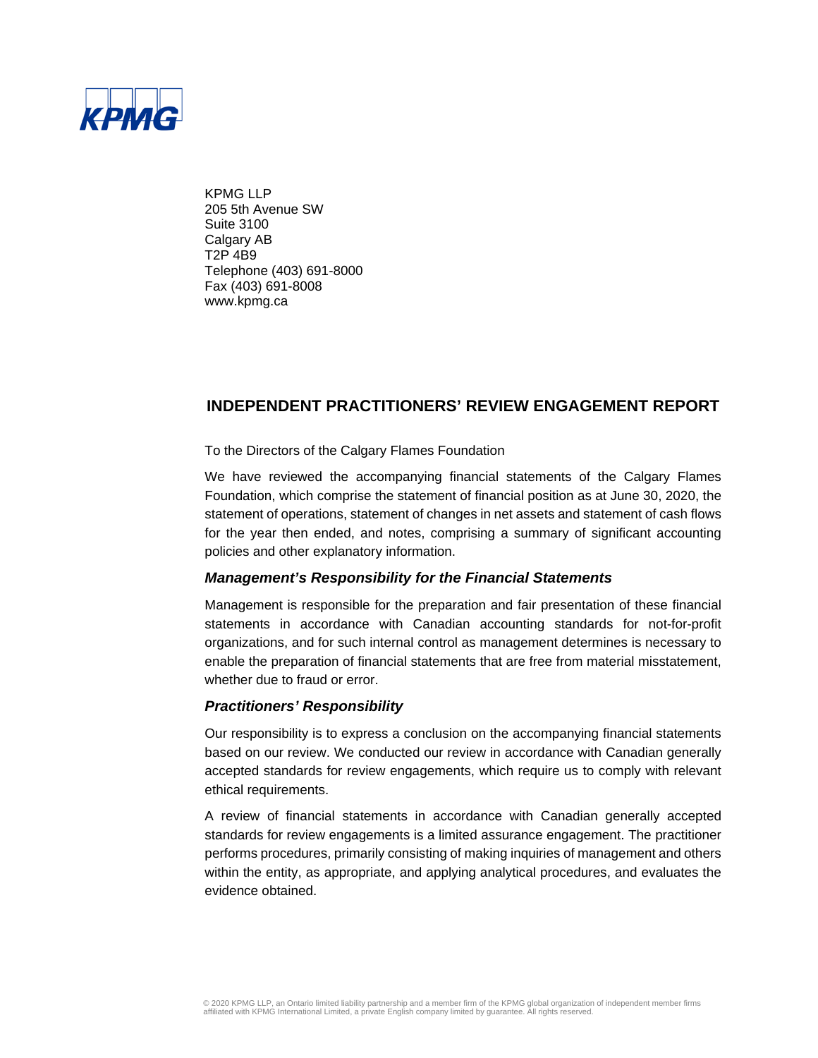KPMG LLP
205 5th Avenue SW
Suite 3100
Calgary AB
T2P 4B9
Telephone (403) 691-8000
Fax (403) 691-8008
www.kpmg.ca

## INDEPENDENT PRACTITIONERS' REVIEW ENGAGEMENT REPORT

To the Directors of the Calgary Flames Foundation

We have reviewed the accompanying financial statements of the Calgary Flames Foundation, which comprise the statement of financial position as at June 30, 2020, the statement of operations, statement of changes in net assets and statement of cash flows for the year then ended, and notes, comprising a summary of significant accounting policies and other explanatory information.

### *Management's Responsibility for the Financial Statements*

Management is responsible for the preparation and fair presentation of these financial statements in accordance with Canadian accounting standards for not-for-profit organizations, and for such internal control as management determines is necessary to enable the preparation of financial statements that are free from material misstatement, whether due to fraud or error.

### *Practitioners' Responsibility*

Our responsibility is to express a conclusion on the accompanying financial statements based on our review. We conducted our review in accordance with Canadian generally accepted standards for review engagements, which require us to comply with relevant ethical requirements.

A review of financial statements in accordance with Canadian generally accepted standards for review engagements is a limited assurance engagement. The practitioner performs procedures, primarily consisting of making inquiries of management and others within the entity, as appropriate, and applying analytical procedures, and evaluates the evidence obtained.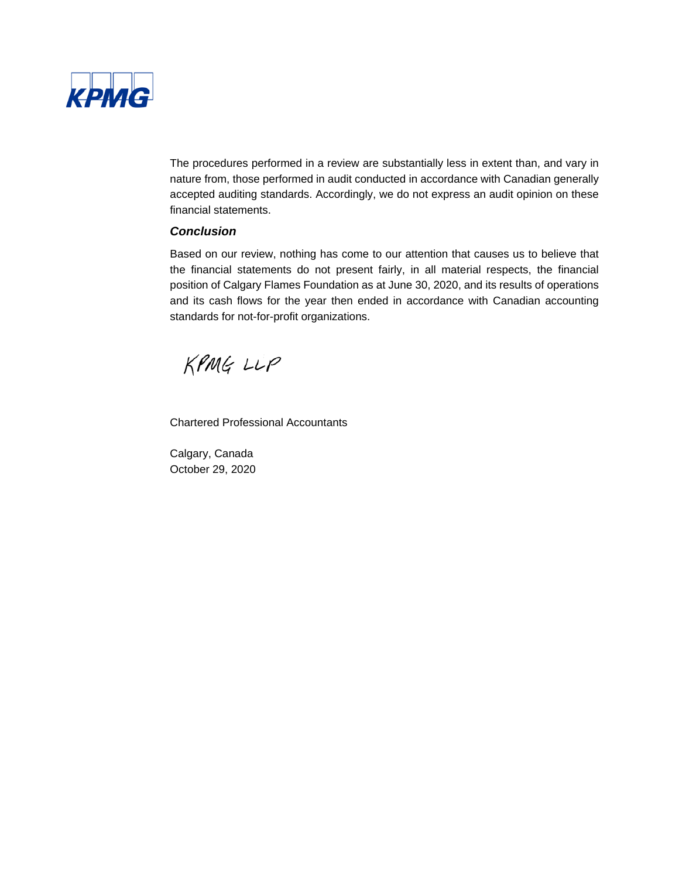The procedures performed in a review are substantially less in extent than, and vary in nature from, those performed in audit conducted in accordance with Canadian generally accepted auditing standards. Accordingly, we do not express an audit opinion on these financial statements.

***Conclusion***

Based on our review, nothing has come to our attention that causes us to believe that the financial statements do not present fairly, in all material respects, the financial position of Calgary Flames Foundation as at June 30, 2020, and its results of operations and its cash flows for the year then ended in accordance with Canadian accounting standards for not-for-profit organizations.

KPMG LLP

Chartered Professional Accountants

Calgary, Canada
October 29, 2020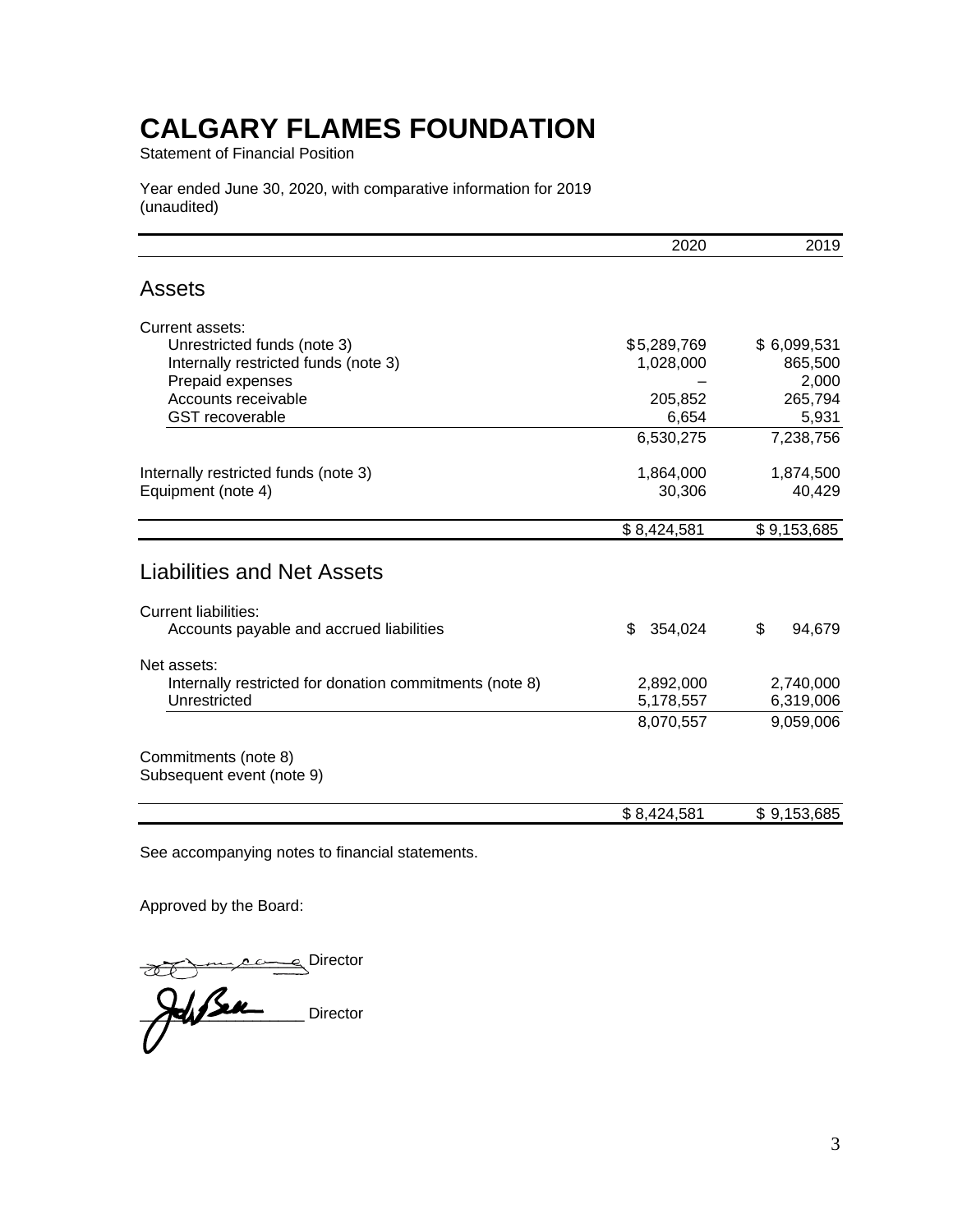# CALGARY FLAMES FOUNDATION

Statement of Financial Position

Year ended June 30, 2020, with comparative information for 2019
(unaudited)

| | 2020 | 2019 |
|---|---|---|
| **Assets** | | |
| Current assets: | | |
| Unrestricted funds (note 3) | $5,289,769 | $ 6,099,531 |
| Internally restricted funds (note 3) | 1,028,000 | 865,500 |
| Prepaid expenses | – | 2,000 |
| Accounts receivable | 205,852 | 265,794 |
| GST recoverable | 6,654 | 5,931 |
| | 6,530,275 | 7,238,756 |
| Internally restricted funds (note 3) | 1,864,000 | 1,874,500 |
| Equipment (note 4) | 30,306 | 40,429 |
| | $ 8,424,581 | $ 9,153,685 |
| **Liabilities and Net Assets** | | |
| Current liabilities: | | |
| Accounts payable and accrued liabilities | $ 354,024 | $ 94,679 |
| Net assets: | | |
| Internally restricted for donation commitments (note 8) | 2,892,000 | 2,740,000 |
| Unrestricted | 5,178,557 | 6,319,006 |
| | 8,070,557 | 9,059,006 |
| Commitments (note 8) | | |
| Subsequent event (note 9) | | |
| | $ 8,424,581 | $ 9,153,685 |

See accompanying notes to financial statements.

Approved by the Board:

\_\_\_\_\_\_\_\_\_\_\_\_\_\_\_\_\_\_ Director

\_\_\_\_\_\_\_\_\_\_\_\_\_\_\_\_\_\_ Director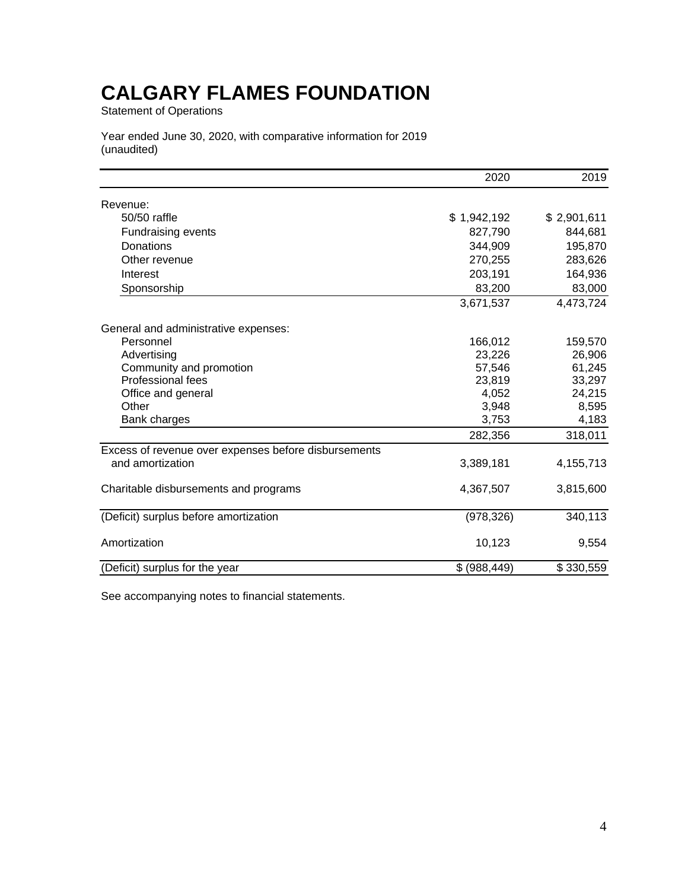# CALGARY FLAMES FOUNDATION

Statement of Operations

Year ended June 30, 2020, with comparative information for 2019
(unaudited)

| | 2020 | 2019 |
|---|---|---|
| Revenue: | | |
| 50/50 raffle | $ 1,942,192 | $ 2,901,611 |
| Fundraising events | 827,790 | 844,681 |
| Donations | 344,909 | 195,870 |
| Other revenue | 270,255 | 283,626 |
| Interest | 203,191 | 164,936 |
| Sponsorship | 83,200 | 83,000 |
| | 3,671,537 | 4,473,724 |
| General and administrative expenses: | | |
| Personnel | 166,012 | 159,570 |
| Advertising | 23,226 | 26,906 |
| Community and promotion | 57,546 | 61,245 |
| Professional fees | 23,819 | 33,297 |
| Office and general | 4,052 | 24,215 |
| Other | 3,948 | 8,595 |
| Bank charges | 3,753 | 4,183 |
| | 282,356 | 318,011 |
| Excess of revenue over expenses before disbursements and amortization | 3,389,181 | 4,155,713 |
| Charitable disbursements and programs | 4,367,507 | 3,815,600 |
| (Deficit) surplus before amortization | (978,326) | 340,113 |
| Amortization | 10,123 | 9,554 |
| (Deficit) surplus for the year | $ (988,449) | $ 330,559 |

See accompanying notes to financial statements.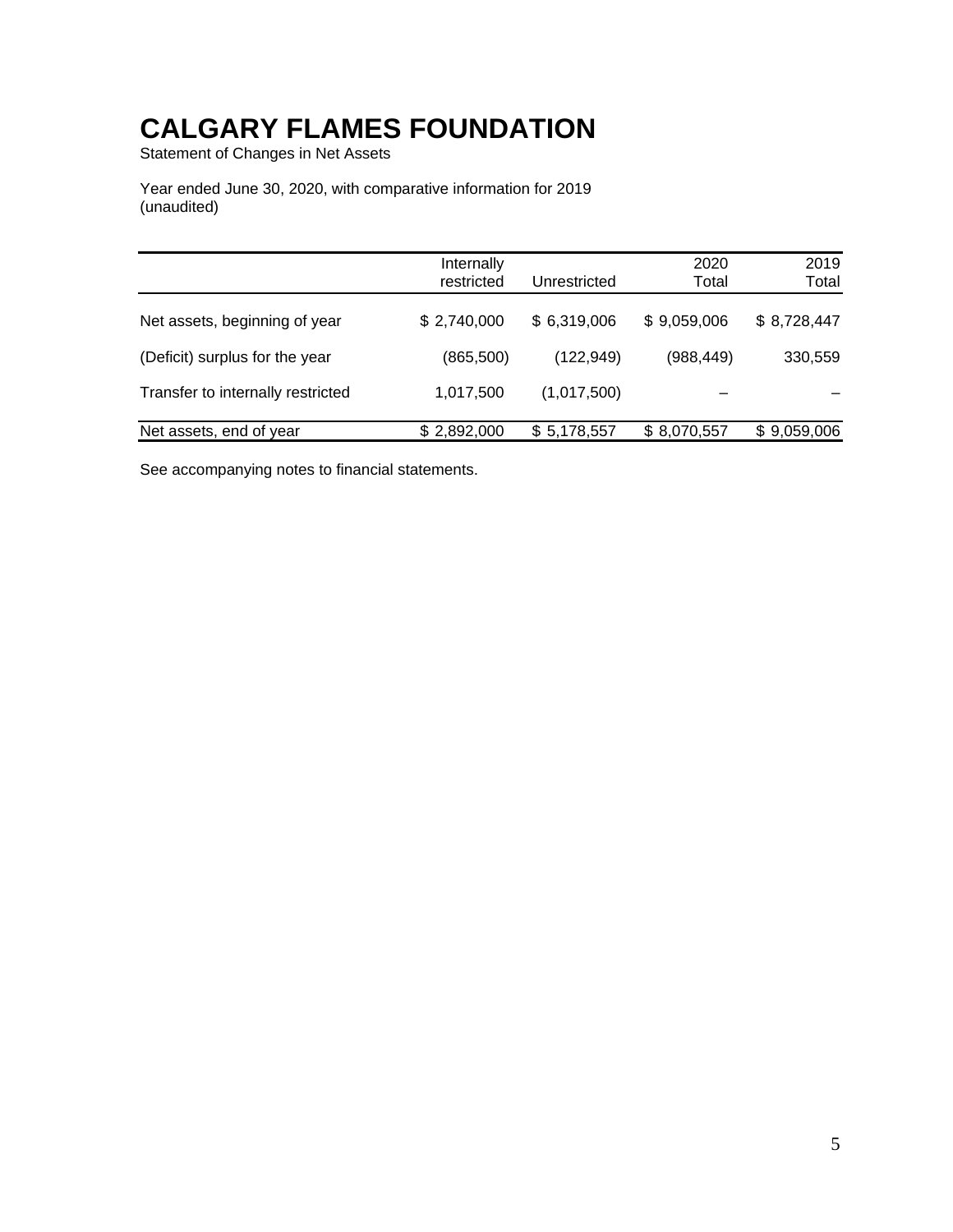# CALGARY FLAMES FOUNDATION

Statement of Changes in Net Assets

Year ended June 30, 2020, with comparative information for 2019
(unaudited)

| | Internally restricted | Unrestricted | 2020 Total | 2019 Total |
|---|---|---|---|---|
| Net assets, beginning of year | $ 2,740,000 | $ 6,319,006 | $ 9,059,006 | $ 8,728,447 |
| (Deficit) surplus for the year | (865,500) | (122,949) | (988,449) | 330,559 |
| Transfer to internally restricted | 1,017,500 | (1,017,500) | – | – |
| Net assets, end of year | $ 2,892,000 | $ 5,178,557 | $ 8,070,557 | $ 9,059,006 |

See accompanying notes to financial statements.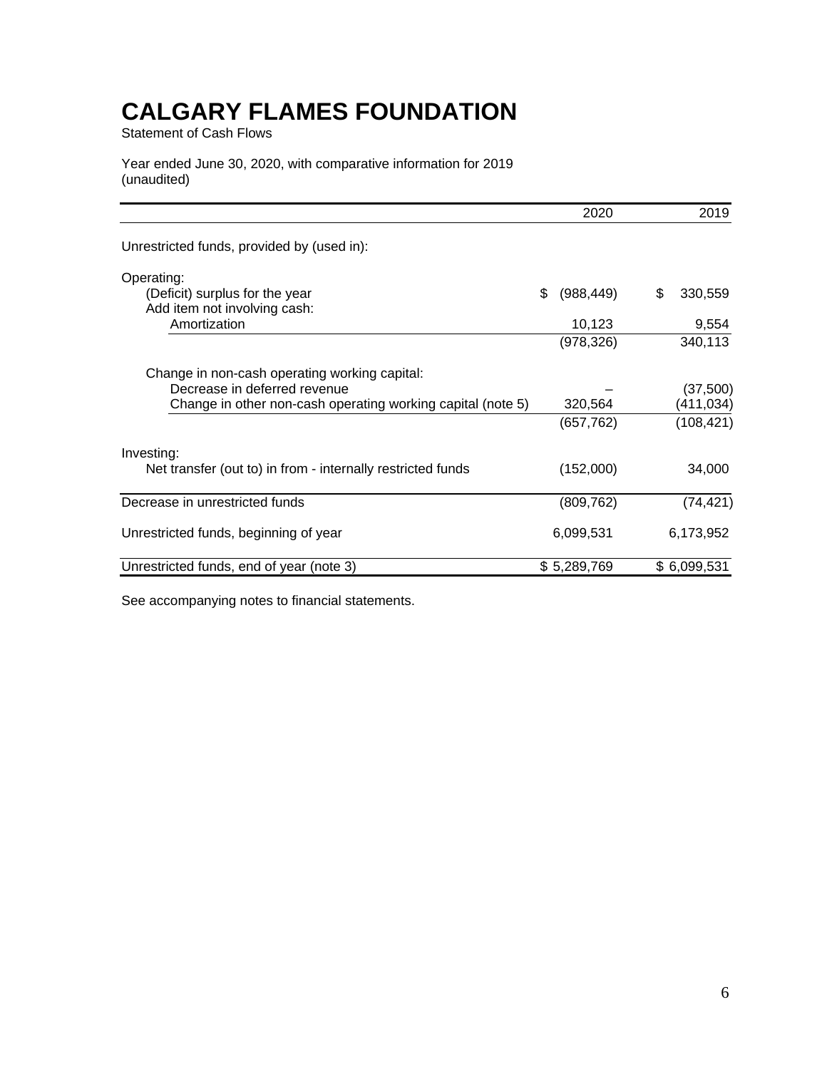# CALGARY FLAMES FOUNDATION

Statement of Cash Flows

Year ended June 30, 2020, with comparative information for 2019
(unaudited)

| | 2020 | 2019 |
|---|---|---|
| Unrestricted funds, provided by (used in): | | |
| Operating: | | |
| (Deficit) surplus for the year | $ (988,449) | $ 330,559 |
| Add item not involving cash: | | |
| Amortization | 10,123 | 9,554 |
| | (978,326) | 340,113 |
| Change in non-cash operating working capital: | | |
| Decrease in deferred revenue | – | (37,500) |
| Change in other non-cash operating working capital (note 5) | 320,564 | (411,034) |
| | (657,762) | (108,421) |
| Investing: | | |
| Net transfer (out to) in from - internally restricted funds | (152,000) | 34,000 |
| Decrease in unrestricted funds | (809,762) | (74,421) |
| Unrestricted funds, beginning of year | 6,099,531 | 6,173,952 |
| Unrestricted funds, end of year (note 3) | $ 5,289,769 | $ 6,099,531 |

See accompanying notes to financial statements.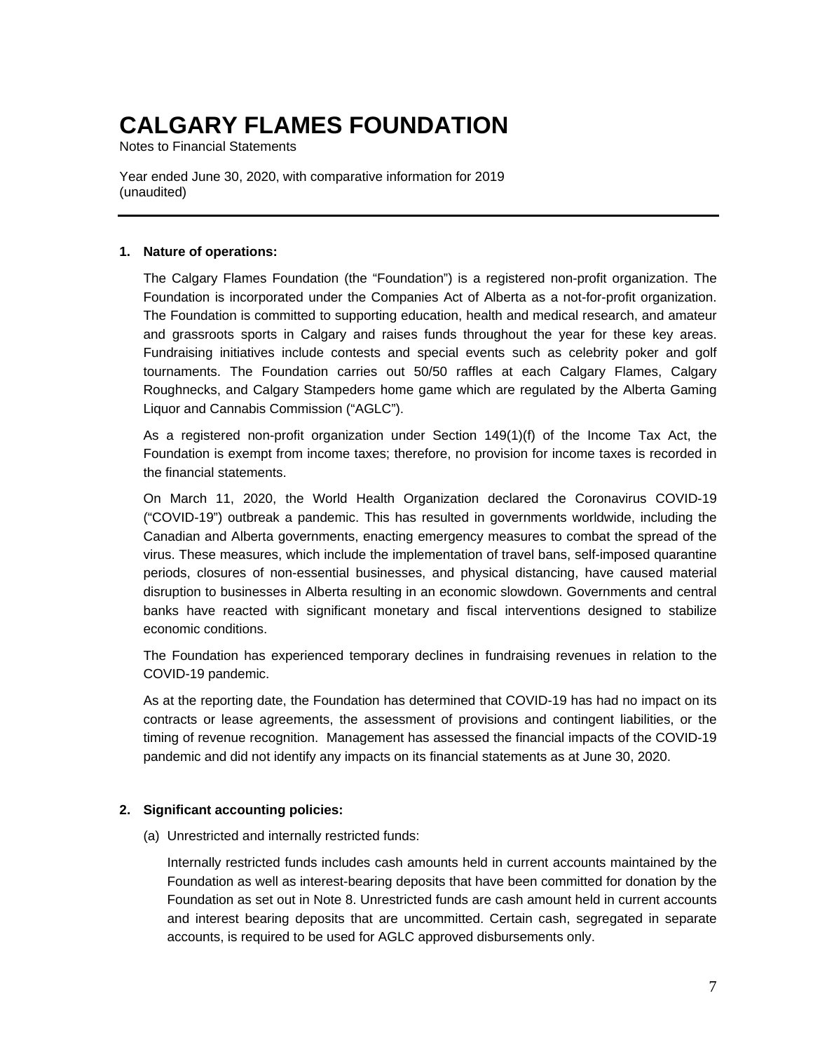# CALGARY FLAMES FOUNDATION

Notes to Financial Statements

Year ended June 30, 2020, with comparative information for 2019
(unaudited)

---

**1. Nature of operations:**

The Calgary Flames Foundation (the "Foundation") is a registered non-profit organization. The Foundation is incorporated under the Companies Act of Alberta as a not-for-profit organization. The Foundation is committed to supporting education, health and medical research, and amateur and grassroots sports in Calgary and raises funds throughout the year for these key areas. Fundraising initiatives include contests and special events such as celebrity poker and golf tournaments. The Foundation carries out 50/50 raffles at each Calgary Flames, Calgary Roughnecks, and Calgary Stampeders home game which are regulated by the Alberta Gaming Liquor and Cannabis Commission ("AGLC").

As a registered non-profit organization under Section 149(1)(f) of the Income Tax Act, the Foundation is exempt from income taxes; therefore, no provision for income taxes is recorded in the financial statements.

On March 11, 2020, the World Health Organization declared the Coronavirus COVID-19 ("COVID-19") outbreak a pandemic. This has resulted in governments worldwide, including the Canadian and Alberta governments, enacting emergency measures to combat the spread of the virus. These measures, which include the implementation of travel bans, self-imposed quarantine periods, closures of non-essential businesses, and physical distancing, have caused material disruption to businesses in Alberta resulting in an economic slowdown. Governments and central banks have reacted with significant monetary and fiscal interventions designed to stabilize economic conditions.

The Foundation has experienced temporary declines in fundraising revenues in relation to the COVID-19 pandemic.

As at the reporting date, the Foundation has determined that COVID-19 has had no impact on its contracts or lease agreements, the assessment of provisions and contingent liabilities, or the timing of revenue recognition. Management has assessed the financial impacts of the COVID-19 pandemic and did not identify any impacts on its financial statements as at June 30, 2020.

**2. Significant accounting policies:**

(a) Unrestricted and internally restricted funds:

Internally restricted funds includes cash amounts held in current accounts maintained by the Foundation as well as interest-bearing deposits that have been committed for donation by the Foundation as set out in Note 8. Unrestricted funds are cash amount held in current accounts and interest bearing deposits that are uncommitted. Certain cash, segregated in separate accounts, is required to be used for AGLC approved disbursements only.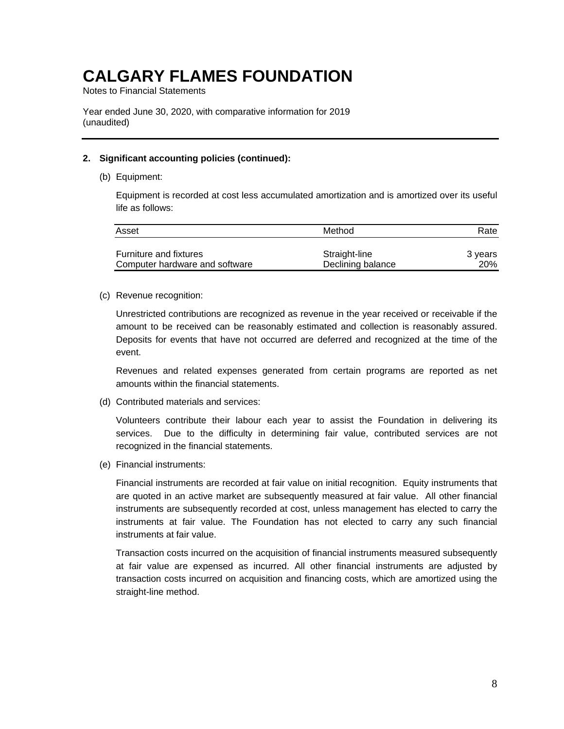# CALGARY FLAMES FOUNDATION

Notes to Financial Statements

Year ended June 30, 2020, with comparative information for 2019
(unaudited)

---

**2. Significant accounting policies (continued):**

(b) Equipment:

Equipment is recorded at cost less accumulated amortization and is amortized over its useful life as follows:

| Asset | Method | Rate |
|---|---|---|
| Furniture and fixtures | Straight-line | 3 years |
| Computer hardware and software | Declining balance | 20% |

(c) Revenue recognition:

Unrestricted contributions are recognized as revenue in the year received or receivable if the amount to be received can be reasonably estimated and collection is reasonably assured. Deposits for events that have not occurred are deferred and recognized at the time of the event.

Revenues and related expenses generated from certain programs are reported as net amounts within the financial statements.

(d) Contributed materials and services:

Volunteers contribute their labour each year to assist the Foundation in delivering its services. Due to the difficulty in determining fair value, contributed services are not recognized in the financial statements.

(e) Financial instruments:

Financial instruments are recorded at fair value on initial recognition. Equity instruments that are quoted in an active market are subsequently measured at fair value. All other financial instruments are subsequently recorded at cost, unless management has elected to carry the instruments at fair value. The Foundation has not elected to carry any such financial instruments at fair value.

Transaction costs incurred on the acquisition of financial instruments measured subsequently at fair value are expensed as incurred. All other financial instruments are adjusted by transaction costs incurred on acquisition and financing costs, which are amortized using the straight-line method.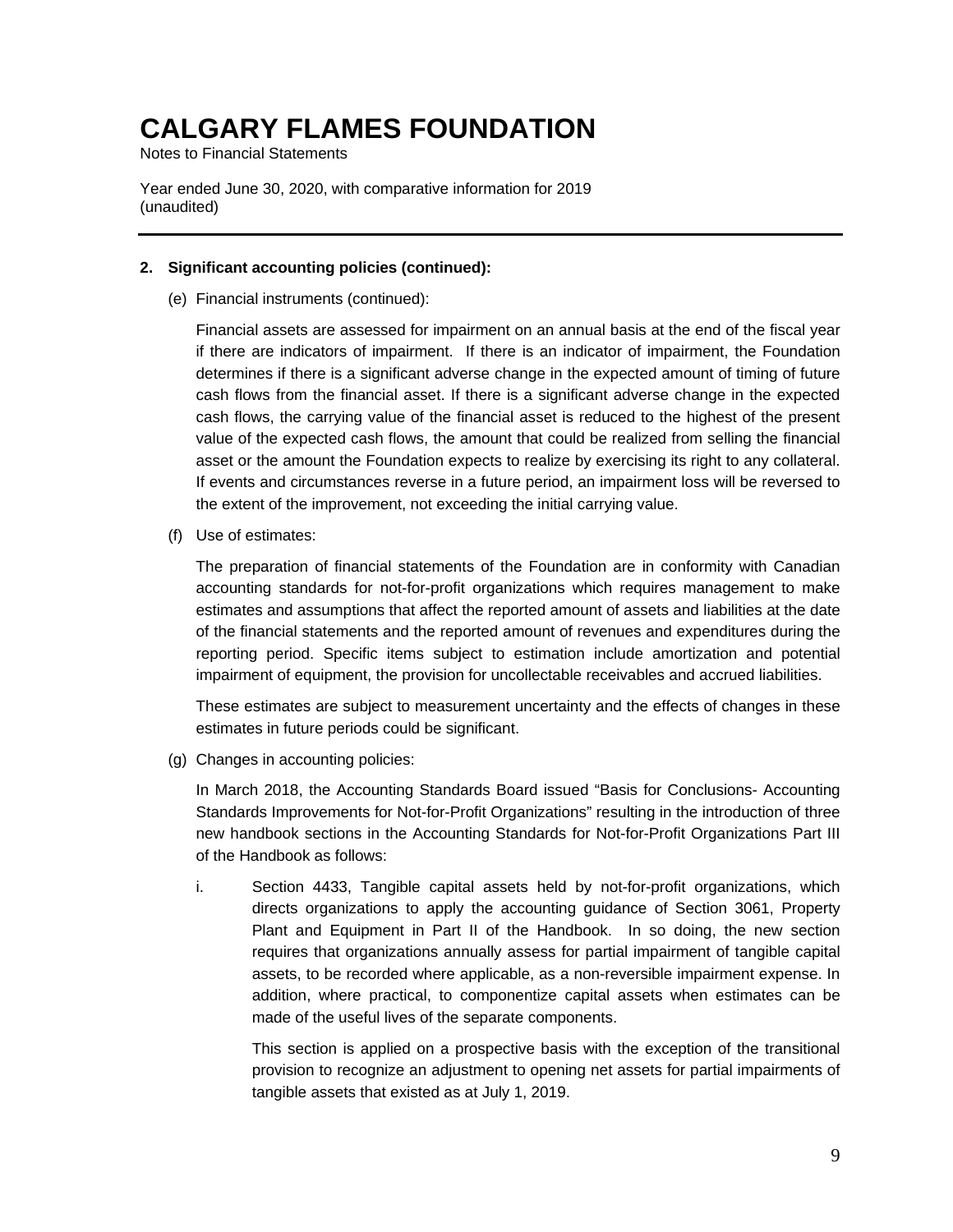# CALGARY FLAMES FOUNDATION

Notes to Financial Statements

Year ended June 30, 2020, with comparative information for 2019
(unaudited)

---

**2. Significant accounting policies (continued):**

(e) Financial instruments (continued):

Financial assets are assessed for impairment on an annual basis at the end of the fiscal year if there are indicators of impairment. If there is an indicator of impairment, the Foundation determines if there is a significant adverse change in the expected amount of timing of future cash flows from the financial asset. If there is a significant adverse change in the expected cash flows, the carrying value of the financial asset is reduced to the highest of the present value of the expected cash flows, the amount that could be realized from selling the financial asset or the amount the Foundation expects to realize by exercising its right to any collateral. If events and circumstances reverse in a future period, an impairment loss will be reversed to the extent of the improvement, not exceeding the initial carrying value.

(f) Use of estimates:

The preparation of financial statements of the Foundation are in conformity with Canadian accounting standards for not-for-profit organizations which requires management to make estimates and assumptions that affect the reported amount of assets and liabilities at the date of the financial statements and the reported amount of revenues and expenditures during the reporting period. Specific items subject to estimation include amortization and potential impairment of equipment, the provision for uncollectable receivables and accrued liabilities.

These estimates are subject to measurement uncertainty and the effects of changes in these estimates in future periods could be significant.

(g) Changes in accounting policies:

In March 2018, the Accounting Standards Board issued "Basis for Conclusions- Accounting Standards Improvements for Not-for-Profit Organizations" resulting in the introduction of three new handbook sections in the Accounting Standards for Not-for-Profit Organizations Part III of the Handbook as follows:

i. Section 4433, Tangible capital assets held by not-for-profit organizations, which directs organizations to apply the accounting guidance of Section 3061, Property Plant and Equipment in Part II of the Handbook. In so doing, the new section requires that organizations annually assess for partial impairment of tangible capital assets, to be recorded where applicable, as a non-reversible impairment expense. In addition, where practical, to componentize capital assets when estimates can be made of the useful lives of the separate components.

   This section is applied on a prospective basis with the exception of the transitional provision to recognize an adjustment to opening net assets for partial impairments of tangible assets that existed as at July 1, 2019.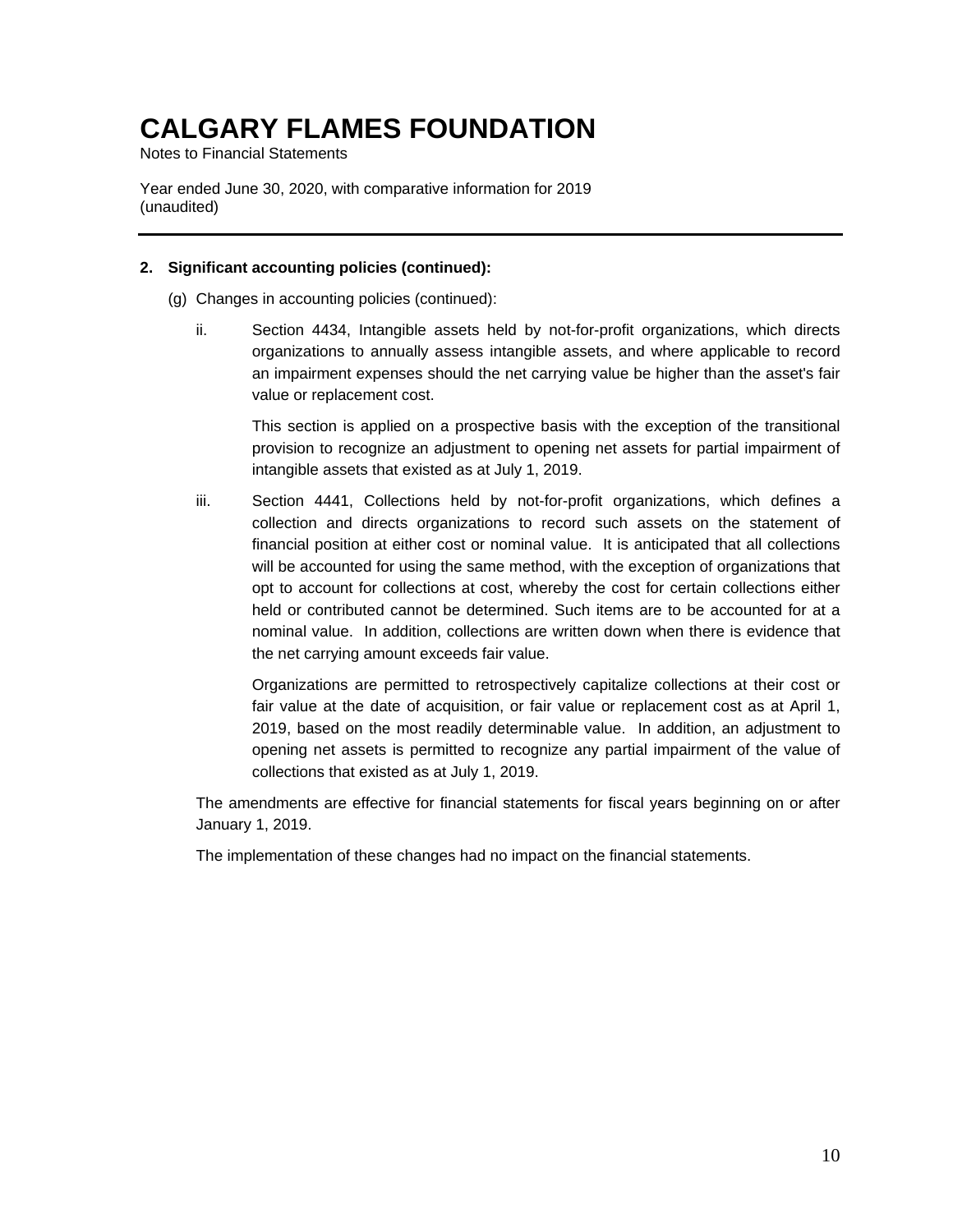# CALGARY FLAMES FOUNDATION

Notes to Financial Statements

Year ended June 30, 2020, with comparative information for 2019
(unaudited)

---

**2. Significant accounting policies (continued):**

(g) Changes in accounting policies (continued):

ii. Section 4434, Intangible assets held by not-for-profit organizations, which directs organizations to annually assess intangible assets, and where applicable to record an impairment expenses should the net carrying value be higher than the asset's fair value or replacement cost.

This section is applied on a prospective basis with the exception of the transitional provision to recognize an adjustment to opening net assets for partial impairment of intangible assets that existed as at July 1, 2019.

iii. Section 4441, Collections held by not-for-profit organizations, which defines a collection and directs organizations to record such assets on the statement of financial position at either cost or nominal value. It is anticipated that all collections will be accounted for using the same method, with the exception of organizations that opt to account for collections at cost, whereby the cost for certain collections either held or contributed cannot be determined. Such items are to be accounted for at a nominal value. In addition, collections are written down when there is evidence that the net carrying amount exceeds fair value.

Organizations are permitted to retrospectively capitalize collections at their cost or fair value at the date of acquisition, or fair value or replacement cost as at April 1, 2019, based on the most readily determinable value. In addition, an adjustment to opening net assets is permitted to recognize any partial impairment of the value of collections that existed as at July 1, 2019.

The amendments are effective for financial statements for fiscal years beginning on or after January 1, 2019.

The implementation of these changes had no impact on the financial statements.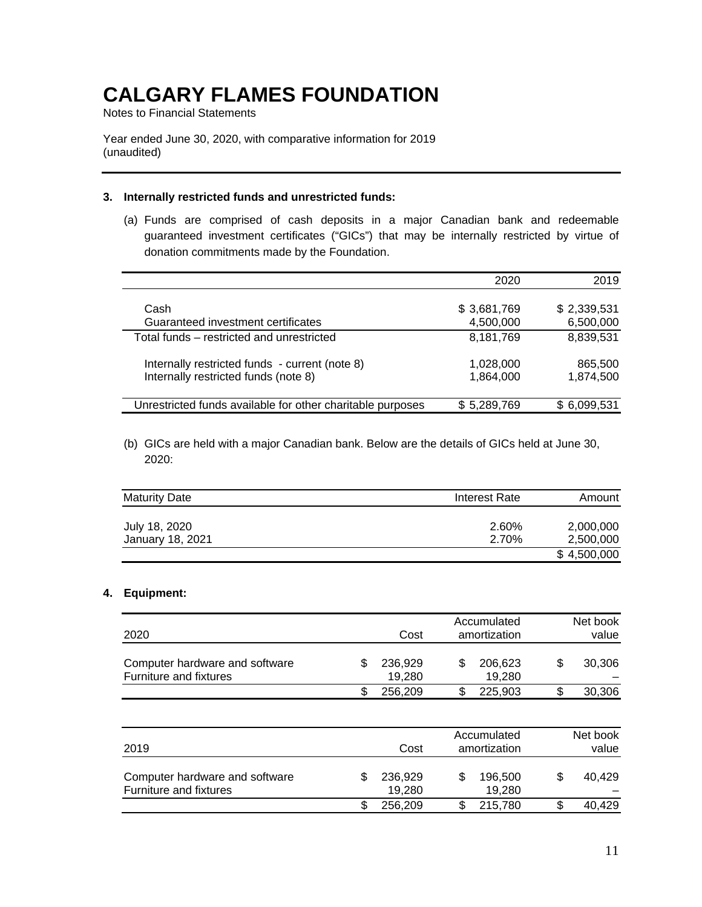# CALGARY FLAMES FOUNDATION

Notes to Financial Statements

Year ended June 30, 2020, with comparative information for 2019
(unaudited)

**3. Internally restricted funds and unrestricted funds:**

(a) Funds are comprised of cash deposits in a major Canadian bank and redeemable guaranteed investment certificates ("GICs") that may be internally restricted by virtue of donation commitments made by the Foundation.

| | 2020 | 2019 |
|---|---:|---:|
| Cash | $ 3,681,769 | $ 2,339,531 |
| Guaranteed investment certificates | 4,500,000 | 6,500,000 |
| Total funds – restricted and unrestricted | 8,181,769 | 8,839,531 |
| Internally restricted funds - current (note 8) | 1,028,000 | 865,500 |
| Internally restricted funds (note 8) | 1,864,000 | 1,874,500 |
| Unrestricted funds available for other charitable purposes | $ 5,289,769 | $ 6,099,531 |

(b) GICs are held with a major Canadian bank. Below are the details of GICs held at June 30, 2020:

| Maturity Date | Interest Rate | Amount |
|---|---:|---:|
| July 18, 2020 | 2.60% | 2,000,000 |
| January 18, 2021 | 2.70% | 2,500,000 |
| | | $ 4,500,000 |

**4. Equipment:**

| 2020 | Cost | Accumulated amortization | Net book value |
|---|---:|---:|---:|
| Computer hardware and software | $ 236,929 | $ 206,623 | $ 30,306 |
| Furniture and fixtures | 19,280 | 19,280 | – |
| | $ 256,209 | $ 225,903 | $ 30,306 |

| 2019 | Cost | Accumulated amortization | Net book value |
|---|---:|---:|---:|
| Computer hardware and software | $ 236,929 | $ 196,500 | $ 40,429 |
| Furniture and fixtures | 19,280 | 19,280 | – |
| | $ 256,209 | $ 215,780 | $ 40,429 |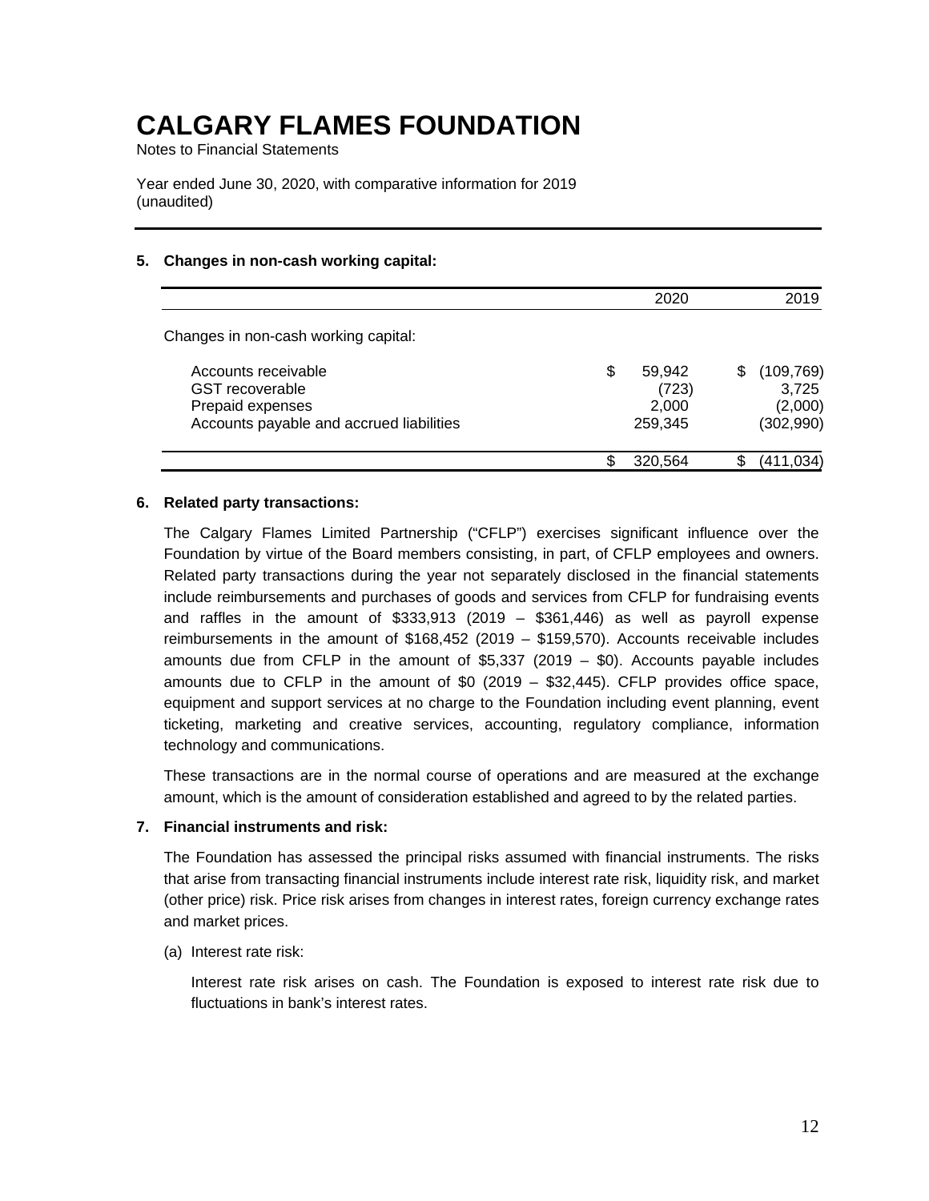# CALGARY FLAMES FOUNDATION

Notes to Financial Statements

Year ended June 30, 2020, with comparative information for 2019 (unaudited)

### 5. Changes in non-cash working capital:

| | 2020 | 2019 |
|---|---|---|
| Changes in non-cash working capital: | | |
| Accounts receivable | $ 59,942 | $ (109,769) |
| GST recoverable | (723) | 3,725 |
| Prepaid expenses | 2,000 | (2,000) |
| Accounts payable and accrued liabilities | 259,345 | (302,990) |
| | $ 320,564 | $ (411,034) |

### 6. Related party transactions:

The Calgary Flames Limited Partnership ("CFLP") exercises significant influence over the Foundation by virtue of the Board members consisting, in part, of CFLP employees and owners. Related party transactions during the year not separately disclosed in the financial statements include reimbursements and purchases of goods and services from CFLP for fundraising events and raffles in the amount of $333,913 (2019 – $361,446) as well as payroll expense reimbursements in the amount of $168,452 (2019 – $159,570). Accounts receivable includes amounts due from CFLP in the amount of $5,337 (2019 – $0). Accounts payable includes amounts due to CFLP in the amount of $0 (2019 – $32,445). CFLP provides office space, equipment and support services at no charge to the Foundation including event planning, event ticketing, marketing and creative services, accounting, regulatory compliance, information technology and communications.

These transactions are in the normal course of operations and are measured at the exchange amount, which is the amount of consideration established and agreed to by the related parties.

### 7. Financial instruments and risk:

The Foundation has assessed the principal risks assumed with financial instruments. The risks that arise from transacting financial instruments include interest rate risk, liquidity risk, and market (other price) risk. Price risk arises from changes in interest rates, foreign currency exchange rates and market prices.

(a) Interest rate risk:

Interest rate risk arises on cash. The Foundation is exposed to interest rate risk due to fluctuations in bank's interest rates.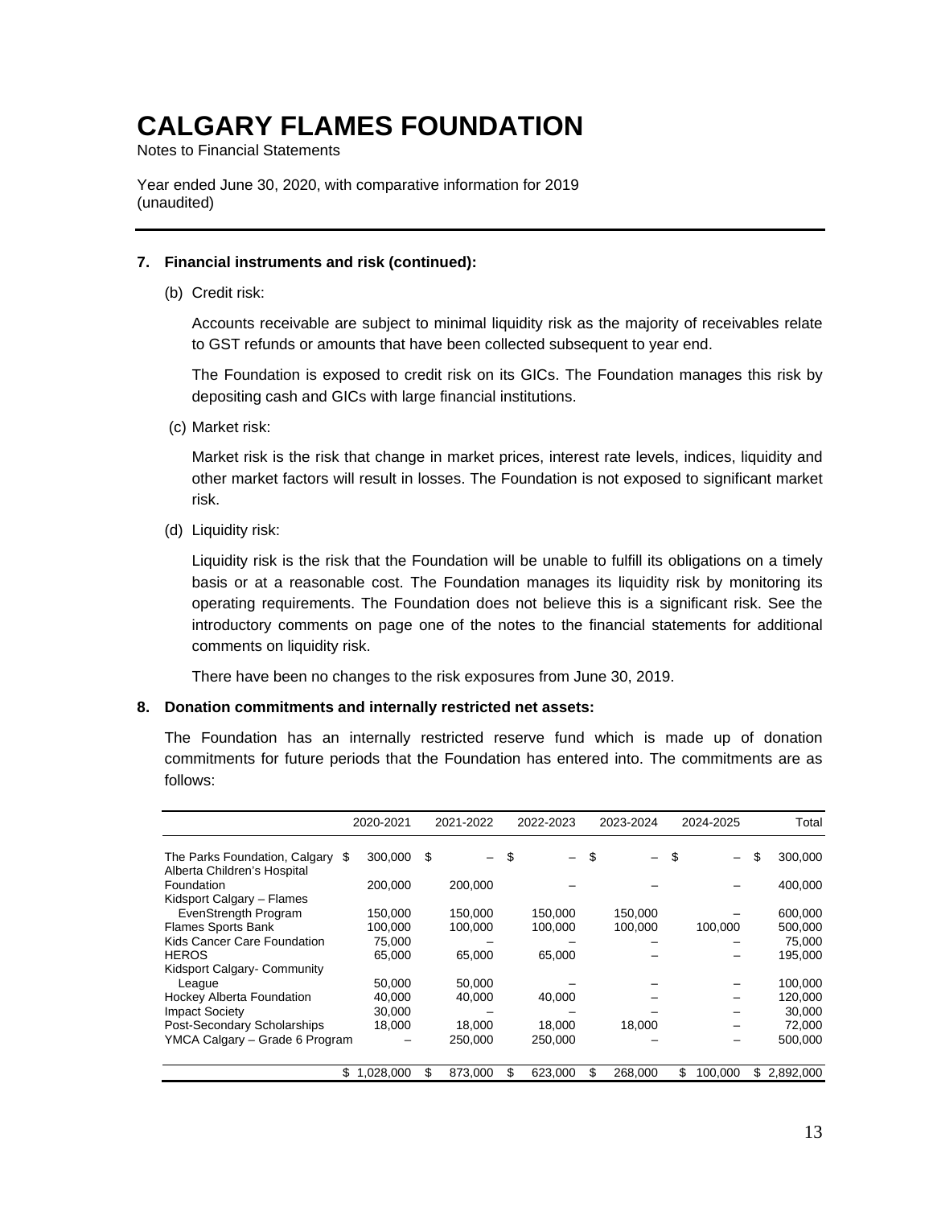# CALGARY FLAMES FOUNDATION

Notes to Financial Statements

Year ended June 30, 2020, with comparative information for 2019
(unaudited)

---

**7. Financial instruments and risk (continued):**

(b) Credit risk:

Accounts receivable are subject to minimal liquidity risk as the majority of receivables relate to GST refunds or amounts that have been collected subsequent to year end.

The Foundation is exposed to credit risk on its GICs. The Foundation manages this risk by depositing cash and GICs with large financial institutions.

(c) Market risk:

Market risk is the risk that change in market prices, interest rate levels, indices, liquidity and other market factors will result in losses. The Foundation is not exposed to significant market risk.

(d) Liquidity risk:

Liquidity risk is the risk that the Foundation will be unable to fulfill its obligations on a timely basis or at a reasonable cost. The Foundation manages its liquidity risk by monitoring its operating requirements. The Foundation does not believe this is a significant risk. See the introductory comments on page one of the notes to the financial statements for additional comments on liquidity risk.

There have been no changes to the risk exposures from June 30, 2019.

**8. Donation commitments and internally restricted net assets:**

The Foundation has an internally restricted reserve fund which is made up of donation commitments for future periods that the Foundation has entered into. The commitments are as follows:

| | 2020-2021 | 2021-2022 | 2022-2023 | 2023-2024 | 2024-2025 | Total |
|---|---|---|---|---|---|---|
| The Parks Foundation, Calgary | $ 300,000 | $ – | $ – | $ – | $ – | $ 300,000 |
| Alberta Children's Hospital Foundation | 200,000 | 200,000 | – | – | – | 400,000 |
| Kidsport Calgary – Flames EvenStrength Program | 150,000 | 150,000 | 150,000 | 150,000 | – | 600,000 |
| Flames Sports Bank | 100,000 | 100,000 | 100,000 | 100,000 | 100,000 | 500,000 |
| Kids Cancer Care Foundation | 75,000 | – | – | – | – | 75,000 |
| HEROS | 65,000 | 65,000 | 65,000 | – | – | 195,000 |
| Kidsport Calgary- Community League | 50,000 | 50,000 | – | – | – | 100,000 |
| Hockey Alberta Foundation | 40,000 | 40,000 | 40,000 | – | – | 120,000 |
| Impact Society | 30,000 | – | – | – | – | 30,000 |
| Post-Secondary Scholarships | 18,000 | 18,000 | 18,000 | 18,000 | – | 72,000 |
| YMCA Calgary – Grade 6 Program | – | 250,000 | 250,000 | – | – | 500,000 |
| | $ 1,028,000 | $ 873,000 | $ 623,000 | $ 268,000 | $ 100,000 | $ 2,892,000 |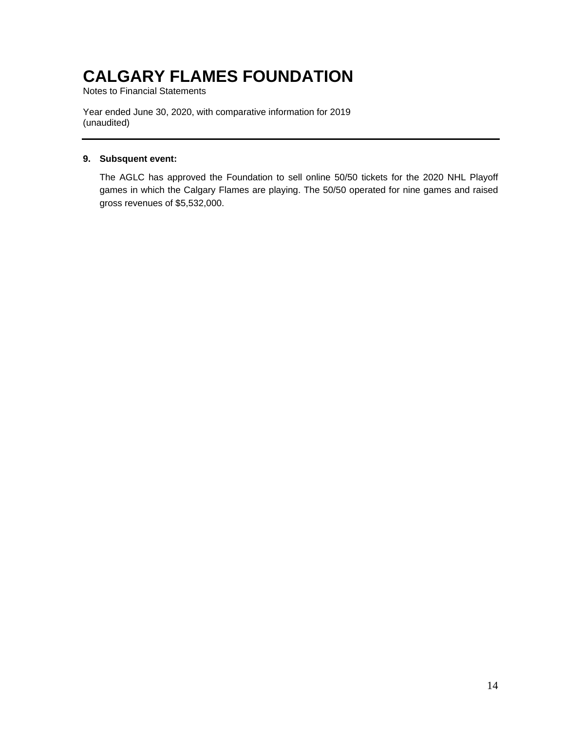# CALGARY FLAMES FOUNDATION

Notes to Financial Statements

Year ended June 30, 2020, with comparative information for 2019
(unaudited)

---

**9. Subsquent event:**

The AGLC has approved the Foundation to sell online 50/50 tickets for the 2020 NHL Playoff games in which the Calgary Flames are playing. The 50/50 operated for nine games and raised gross revenues of $5,532,000.